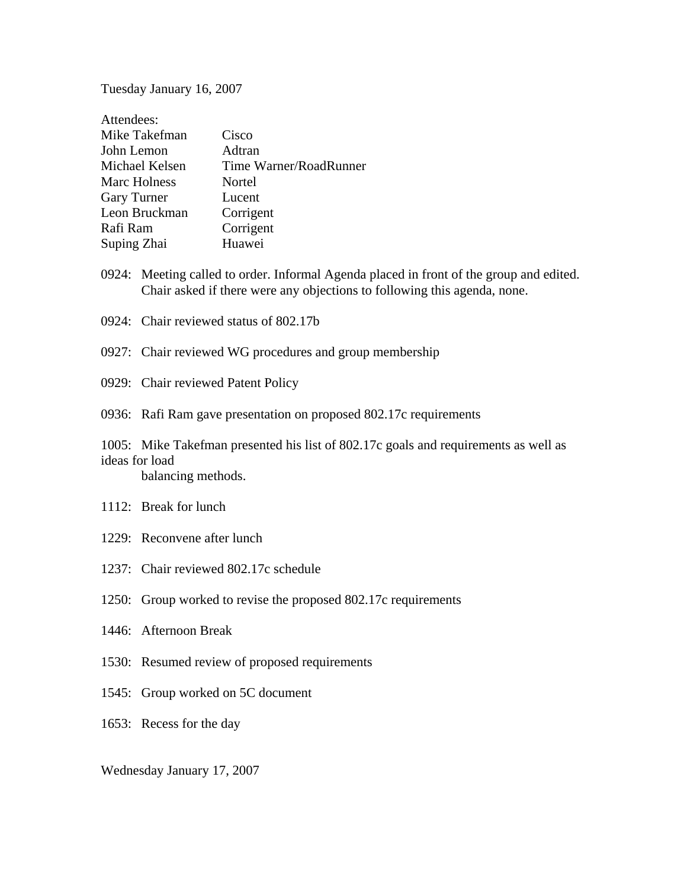Tuesday January 16, 2007

Attendees:

| | |
|---|---|
| Mike Takefman | Cisco |
| John Lemon | Adtran |
| Michael Kelsen | Time Warner/RoadRunner |
| Marc Holness | Nortel |
| Gary Turner | Lucent |
| Leon Bruckman | Corrigent |
| Rafi Ram | Corrigent |
| Suping Zhai | Huawei |

0924: Meeting called to order. Informal Agenda placed in front of the group and edited. Chair asked if there were any objections to following this agenda, none.

0924: Chair reviewed status of 802.17b

0927: Chair reviewed WG procedures and group membership

0929: Chair reviewed Patent Policy

0936: Rafi Ram gave presentation on proposed 802.17c requirements

1005: Mike Takefman presented his list of 802.17c goals and requirements as well as ideas for load balancing methods.

1112: Break for lunch

1229: Reconvene after lunch

1237: Chair reviewed 802.17c schedule

1250: Group worked to revise the proposed 802.17c requirements

1446: Afternoon Break

1530: Resumed review of proposed requirements

1545: Group worked on 5C document

1653: Recess for the day

Wednesday January 17, 2007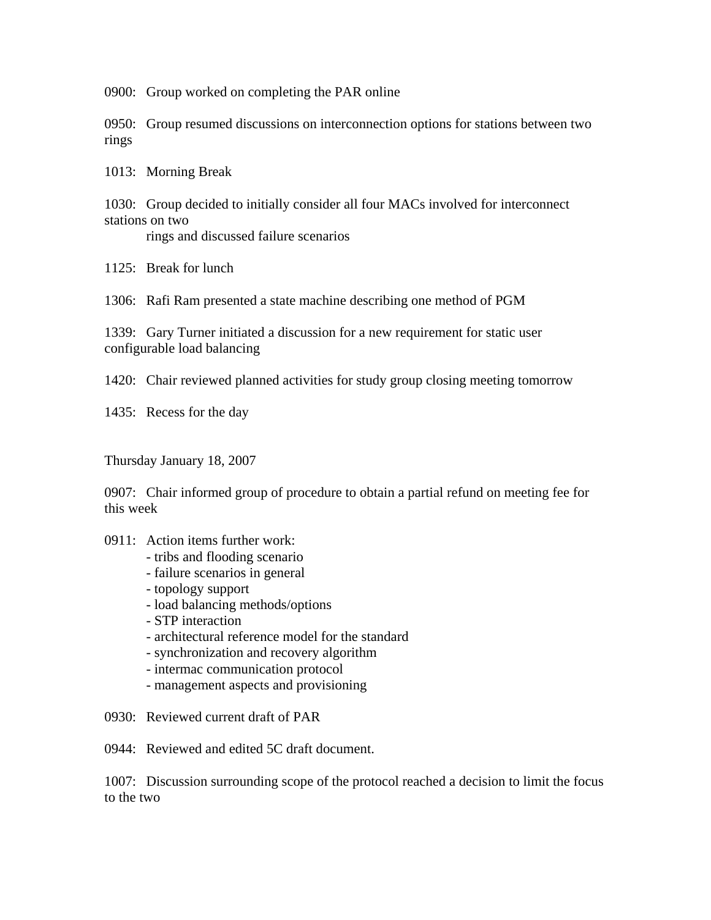0900: Group worked on completing the PAR online

0950: Group resumed discussions on interconnection options for stations between two rings

1013: Morning Break

1030: Group decided to initially consider all four MACs involved for interconnect stations on two
rings and discussed failure scenarios

1125: Break for lunch

1306: Rafi Ram presented a state machine describing one method of PGM

1339: Gary Turner initiated a discussion for a new requirement for static user configurable load balancing

1420: Chair reviewed planned activities for study group closing meeting tomorrow

1435: Recess for the day

Thursday January 18, 2007

0907: Chair informed group of procedure to obtain a partial refund on meeting fee for this week

0911: Action items further work:
- tribs and flooding scenario
- failure scenarios in general
- topology support
- load balancing methods/options
- STP interaction
- architectural reference model for the standard
- synchronization and recovery algorithm
- intermac communication protocol
- management aspects and provisioning

0930: Reviewed current draft of PAR

0944: Reviewed and edited 5C draft document.

1007: Discussion surrounding scope of the protocol reached a decision to limit the focus to the two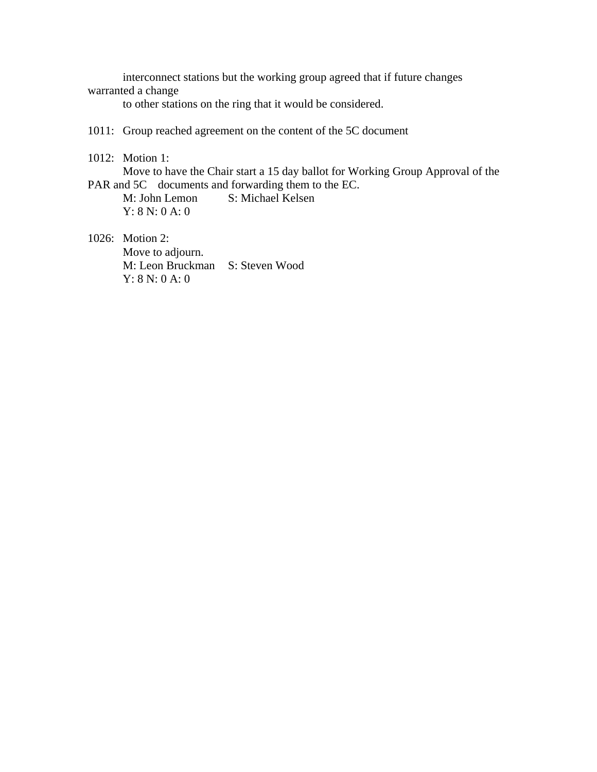interconnect stations but the working group agreed that if future changes warranted a change
to other stations on the ring that it would be considered.

1011: Group reached agreement on the content of the 5C document

1012: Motion 1:
Move to have the Chair start a 15 day ballot for Working Group Approval of the PAR and 5C documents and forwarding them to the EC.
M: John Lemon S: Michael Kelsen
Y: 8 N: 0 A: 0

1026: Motion 2:
Move to adjourn.
M: Leon Bruckman S: Steven Wood
Y: 8 N: 0 A: 0